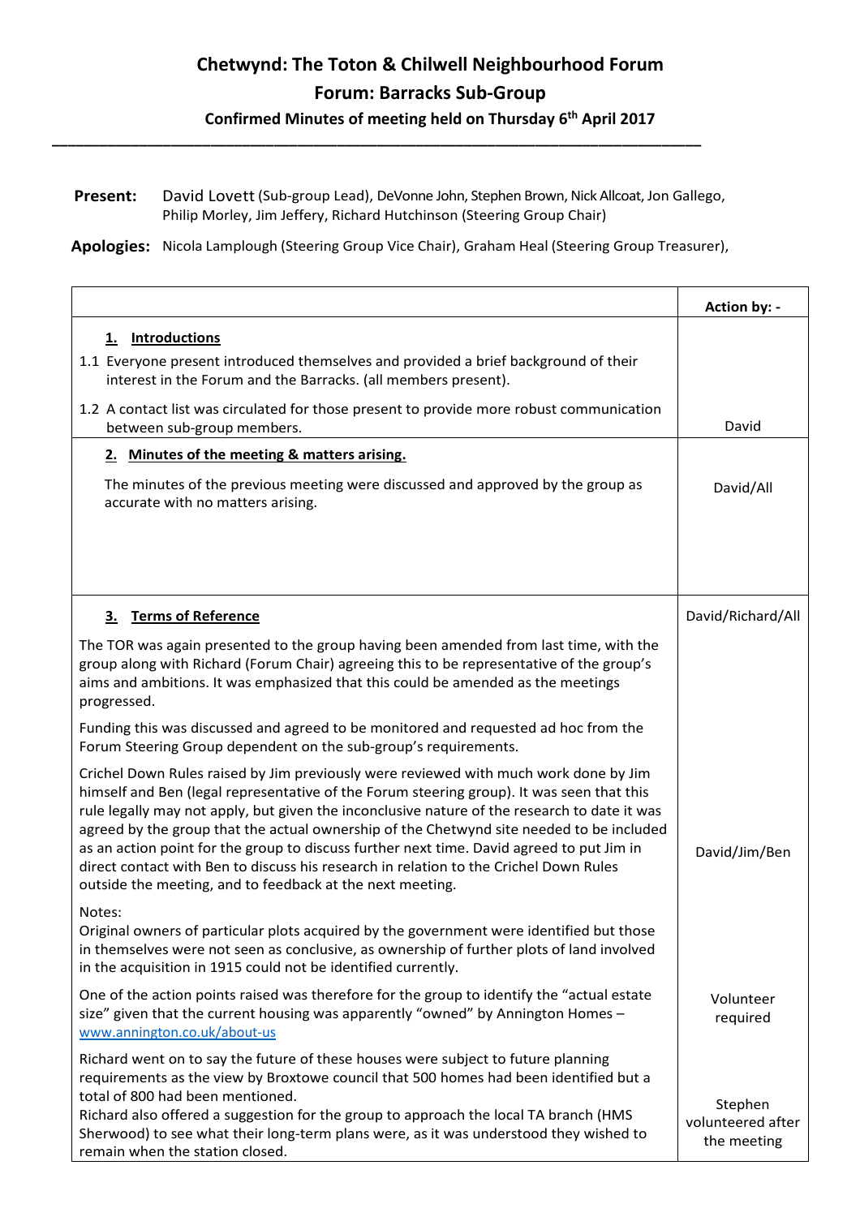# Chetwynd: The Toton & Chilwell Neighbourhood Forum

## Forum: Barracks Sub-Group

### Confirmed Minutes of meeting held on Thursday 6th April 2017

---

**Present:** David Lovett (Sub-group Lead), DeVonne John, Stephen Brown, Nick Allcoat, Jon Gallego, Philip Morley, Jim Jeffery, Richard Hutchinson (Steering Group Chair)

**Apologies:** Nicola Lamplough (Steering Group Vice Chair), Graham Heal (Steering Group Treasurer),

| | Action by: - |
|---|---|
| **1. Introductions**<br>1.1 Everyone present introduced themselves and provided a brief background of their interest in the Forum and the Barracks. (all members present).<br>1.2 A contact list was circulated for those present to provide more robust communication between sub-group members. | David |
| **2. Minutes of the meeting & matters arising.**<br>The minutes of the previous meeting were discussed and approved by the group as accurate with no matters arising. | David/All |
| **3. Terms of Reference**<br>The TOR was again presented to the group having been amended from last time, with the group along with Richard (Forum Chair) agreeing this to be representative of the group's aims and ambitions. It was emphasized that this could be amended as the meetings progressed.<br>Funding this was discussed and agreed to be monitored and requested ad hoc from the Forum Steering Group dependent on the sub-group's requirements. | David/Richard/All |
| Crichel Down Rules raised by Jim previously were reviewed with much work done by Jim himself and Ben (legal representative of the Forum steering group). It was seen that this rule legally may not apply, but given the inconclusive nature of the research to date it was agreed by the group that the actual ownership of the Chetwynd site needed to be included as an action point for the group to discuss further next time. David agreed to put Jim in direct contact with Ben to discuss his research in relation to the Crichel Down Rules outside the meeting, and to feedback at the next meeting. | David/Jim/Ben |
| Notes:<br>Original owners of particular plots acquired by the government were identified but those in themselves were not seen as conclusive, as ownership of further plots of land involved in the acquisition in 1915 could not be identified currently. | |
| One of the action points raised was therefore for the group to identify the "actual estate size" given that the current housing was apparently "owned" by Annington Homes – [www.annington.co.uk/about-us](www.annington.co.uk/about-us) | Volunteer required |
| Richard went on to say the future of these houses were subject to future planning requirements as the view by Broxtowe council that 500 homes had been identified but a total of 800 had been mentioned.<br>Richard also offered a suggestion for the group to approach the local TA branch (HMS Sherwood) to see what their long-term plans were, as it was understood they wished to remain when the station closed. | Stephen volunteered after the meeting |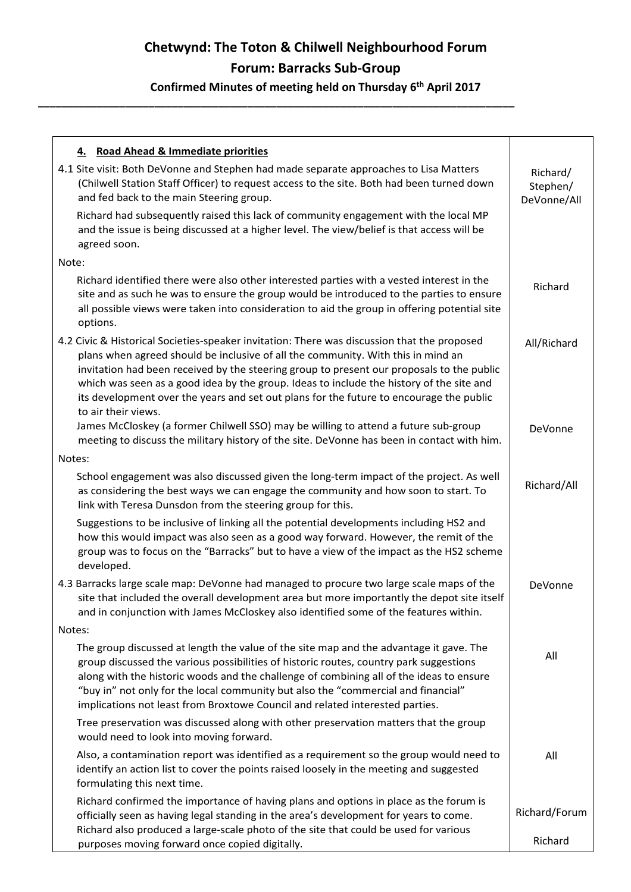## Chetwynd: The Toton & Chilwell Neighbourhood Forum

## Forum: Barracks Sub-Group

### Confirmed Minutes of meeting held on Thursday 6th April 2017

| **4. Road Ahead & Immediate priorities** | |
|---|---|
| 4.1 Site visit: Both DeVonne and Stephen had made separate approaches to Lisa Matters (Chilwell Station Staff Officer) to request access to the site. Both had been turned down and fed back to the main Steering group. | Richard/ Stephen/ DeVonne/All |
| Richard had subsequently raised this lack of community engagement with the local MP and the issue is being discussed at a higher level. The view/belief is that access will be agreed soon. | |
| Note: | |
| Richard identified there were also other interested parties with a vested interest in the site and as such he was to ensure the group would be introduced to the parties to ensure all possible views were taken into consideration to aid the group in offering potential site options. | Richard |
| 4.2 Civic & Historical Societies-speaker invitation: There was discussion that the proposed plans when agreed should be inclusive of all the community. With this in mind an invitation had been received by the steering group to present our proposals to the public which was seen as a good idea by the group. Ideas to include the history of the site and its development over the years and set out plans for the future to encourage the public to air their views. | All/Richard |
| James McCloskey (a former Chilwell SSO) may be willing to attend a future sub-group meeting to discuss the military history of the site. DeVonne has been in contact with him. | DeVonne |
| Notes: | |
| School engagement was also discussed given the long-term impact of the project. As well as considering the best ways we can engage the community and how soon to start. To link with Teresa Dunsdon from the steering group for this. | Richard/All |
| Suggestions to be inclusive of linking all the potential developments including HS2 and how this would impact was also seen as a good way forward. However, the remit of the group was to focus on the "Barracks" but to have a view of the impact as the HS2 scheme developed. | |
| 4.3 Barracks large scale map: DeVonne had managed to procure two large scale maps of the site that included the overall development area but more importantly the depot site itself and in conjunction with James McCloskey also identified some of the features within. | DeVonne |
| Notes: | |
| The group discussed at length the value of the site map and the advantage it gave. The group discussed the various possibilities of historic routes, country park suggestions along with the historic woods and the challenge of combining all of the ideas to ensure "buy in" not only for the local community but also the "commercial and financial" implications not least from Broxtowe Council and related interested parties. | All |
| Tree preservation was discussed along with other preservation matters that the group would need to look into moving forward. | |
| Also, a contamination report was identified as a requirement so the group would need to identify an action list to cover the points raised loosely in the meeting and suggested formulating this next time. | All |
| Richard confirmed the importance of having plans and options in place as the forum is officially seen as having legal standing in the area's development for years to come. | Richard/Forum |
| Richard also produced a large-scale photo of the site that could be used for various purposes moving forward once copied digitally. | Richard |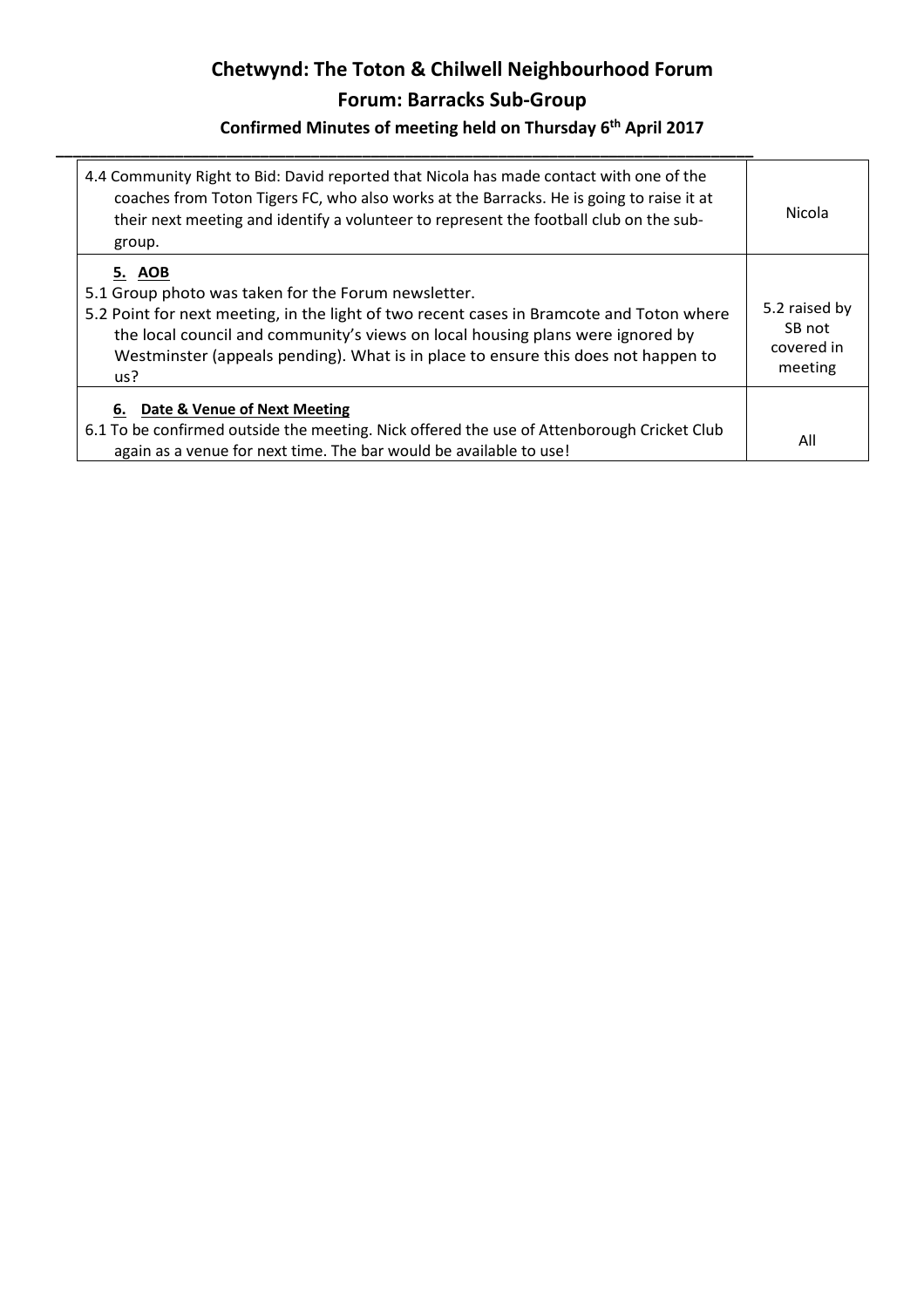# Chetwynd: The Toton & Chilwell Neighbourhood Forum

## Forum: Barracks Sub-Group

### Confirmed Minutes of meeting held on Thursday 6th April 2017

| | |
|---|---|
| 4.4 Community Right to Bid: David reported that Nicola has made contact with one of the coaches from Toton Tigers FC, who also works at the Barracks. He is going to raise it at their next meeting and identify a volunteer to represent the football club on the sub-group. | Nicola |
| **5. AOB**<br>5.1 Group photo was taken for the Forum newsletter.<br>5.2 Point for next meeting, in the light of two recent cases in Bramcote and Toton where the local council and community's views on local housing plans were ignored by Westminster (appeals pending). What is in place to ensure this does not happen to us? | 5.2 raised by SB not covered in meeting |
| **6. Date & Venue of Next Meeting**<br>6.1 To be confirmed outside the meeting. Nick offered the use of Attenborough Cricket Club again as a venue for next time. The bar would be available to use! | All |